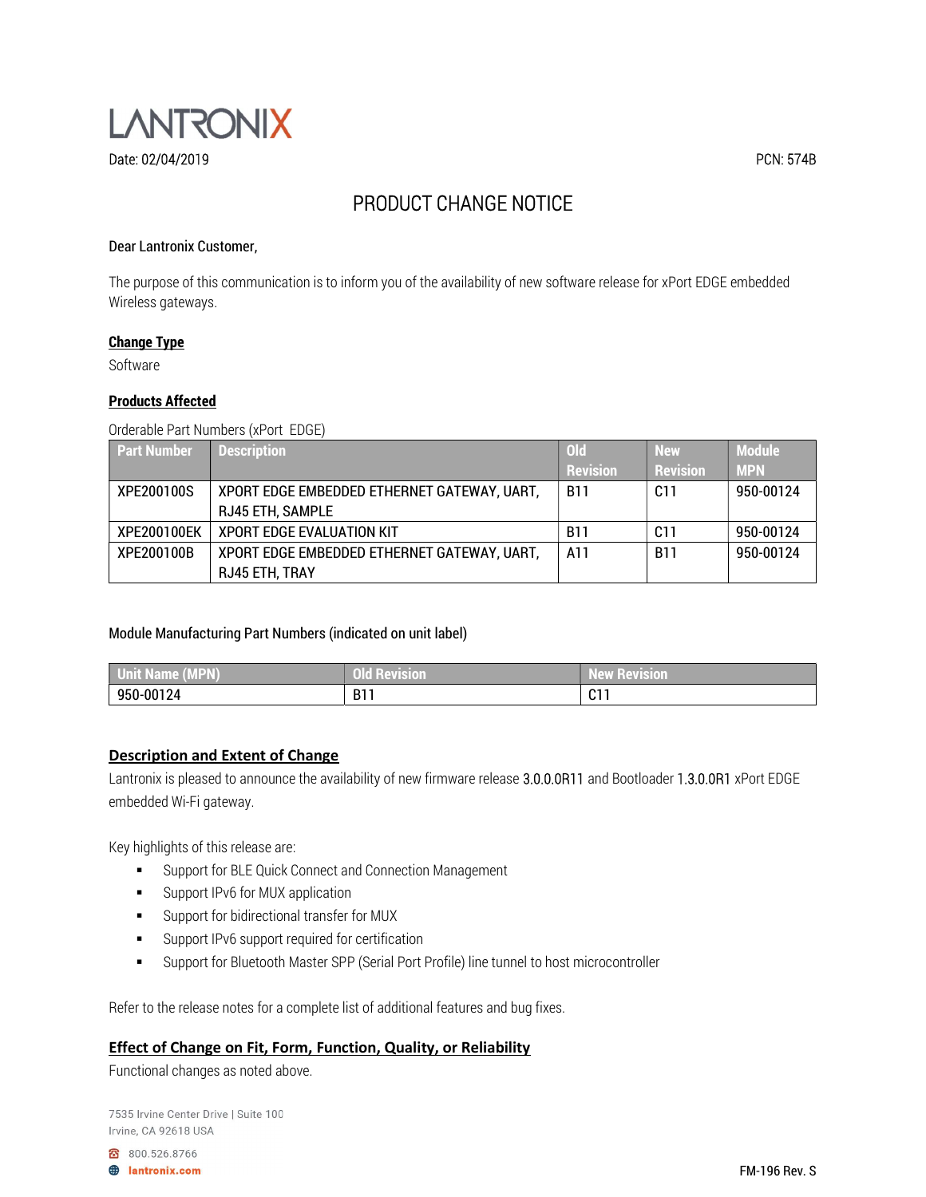LANTRONIX

Date: 02/04/2019

PCN: 574B

# PRODUCT CHANGE NOTICE

Dear Lantronix Customer,

The purpose of this communication is to inform you of the availability of new software release for xPort EDGE embedded Wireless gateways.

## Change Type

Software

## Products Affected

Orderable Part Numbers (xPort EDGE)

| Part Number | Description | Old Revision | New Revision | Module MPN |
|---|---|---|---|---|
| XPE200100S | XPORT EDGE EMBEDDED ETHERNET GATEWAY, UART, RJ45 ETH, SAMPLE | B11 | C11 | 950-00124 |
| XPE200100EK | XPORT EDGE EVALUATION KIT | B11 | C11 | 950-00124 |
| XPE200100B | XPORT EDGE EMBEDDED ETHERNET GATEWAY, UART, RJ45 ETH, TRAY | A11 | B11 | 950-00124 |

Module Manufacturing Part Numbers (indicated on unit label)

| Unit Name (MPN) | Old Revision | New Revision |
|---|---|---|
| 950-00124 | B11 | C11 |

## Description and Extent of Change

Lantronix is pleased to announce the availability of new firmware release 3.0.0.0R11 and Bootloader 1.3.0.0R1 xPort EDGE embedded Wi-Fi gateway.

Key highlights of this release are:

- Support for BLE Quick Connect and Connection Management
- Support IPv6 for MUX application
- Support for bidirectional transfer for MUX
- Support IPv6 support required for certification
- Support for Bluetooth Master SPP (Serial Port Profile) line tunnel to host microcontroller

Refer to the release notes for a complete list of additional features and bug fixes.

## Effect of Change on Fit, Form, Function, Quality, or Reliability

Functional changes as noted above.

7535 Irvine Center Drive | Suite 100
Irvine, CA 92618 USA

800.526.8766

lantronix.com

FM-196 Rev. S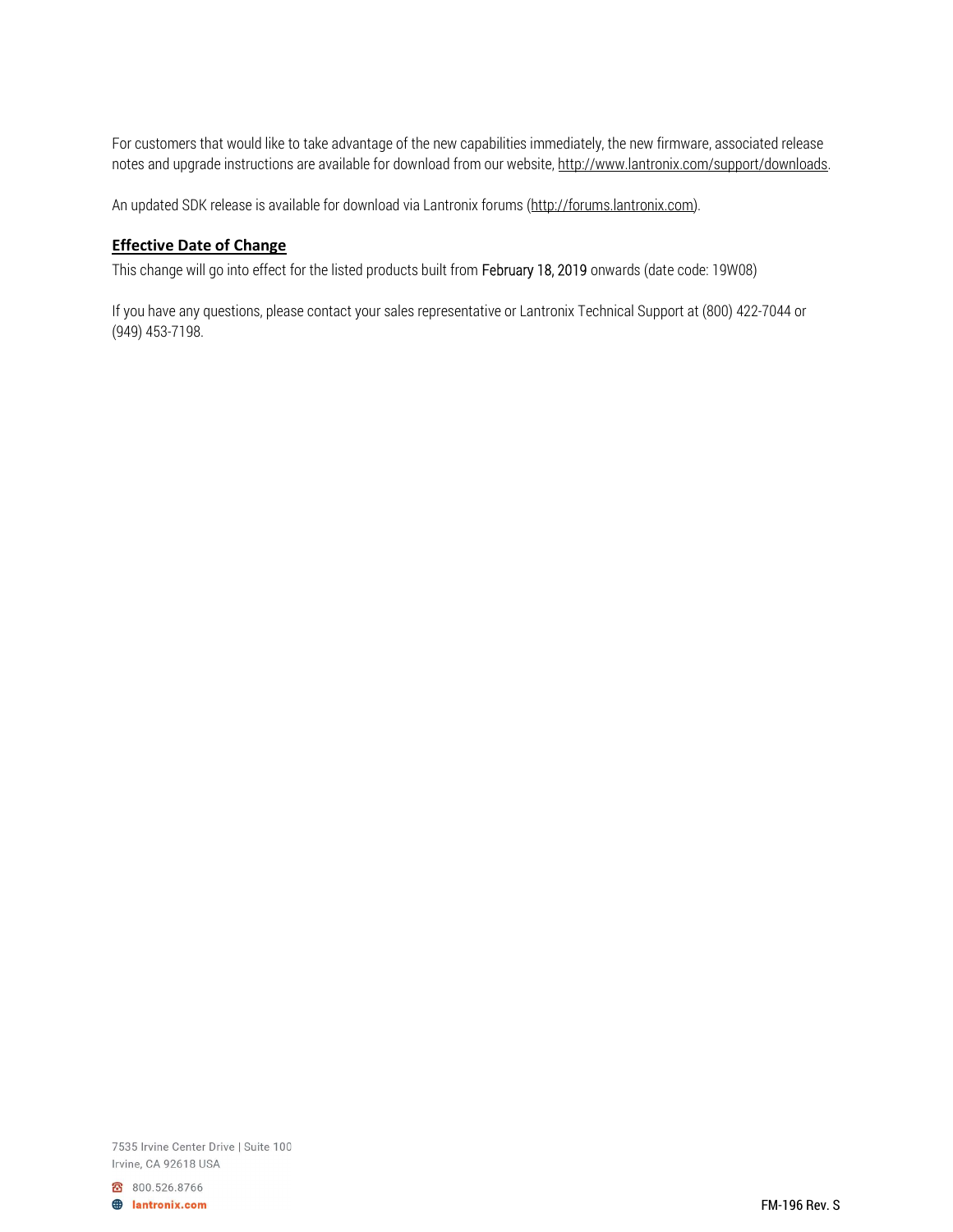For customers that would like to take advantage of the new capabilities immediately, the new firmware, associated release notes and upgrade instructions are available for download from our website, http://www.lantronix.com/support/downloads.

An updated SDK release is available for download via Lantronix forums (http://forums.lantronix.com).

**Effective Date of Change**

This change will go into effect for the listed products built from February 18, 2019 onwards (date code: 19W08)

If you have any questions, please contact your sales representative or Lantronix Technical Support at (800) 422-7044 or (949) 453-7198.